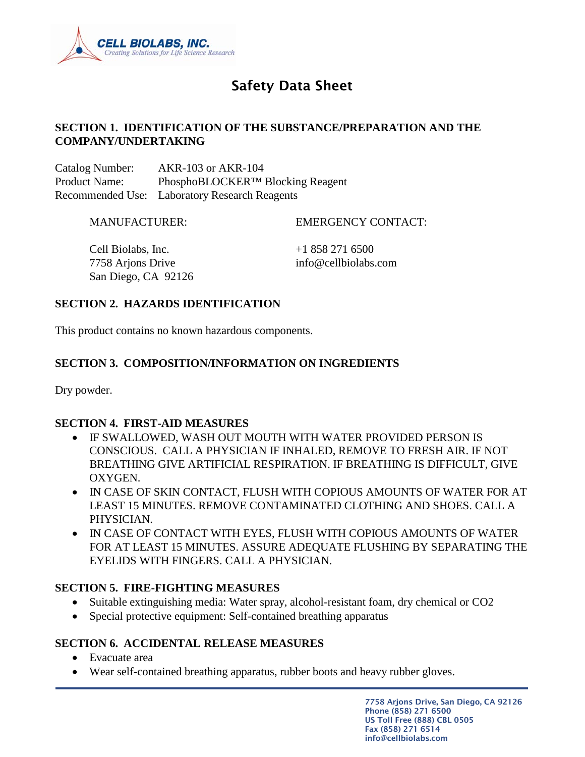CELL BIOLABS, INC.
*Creating Solutions for Life Science Research*

# Safety Data Sheet

## SECTION 1. IDENTIFICATION OF THE SUBSTANCE/PREPARATION AND THE COMPANY/UNDERTAKING

Catalog Number: AKR-103 or AKR-104
Product Name: PhosphoBLOCKER™ Blocking Reagent
Recommended Use: Laboratory Research Reagents

MANUFACTURER:

Cell Biolabs, Inc.
7758 Arjons Drive
San Diego, CA 92126

EMERGENCY CONTACT:

+1 858 271 6500
info@cellbiolabs.com

## SECTION 2. HAZARDS IDENTIFICATION

This product contains no known hazardous components.

## SECTION 3. COMPOSITION/INFORMATION ON INGREDIENTS

Dry powder.

## SECTION 4. FIRST-AID MEASURES

- IF SWALLOWED, WASH OUT MOUTH WITH WATER PROVIDED PERSON IS CONSCIOUS. CALL A PHYSICIAN IF INHALED, REMOVE TO FRESH AIR. IF NOT BREATHING GIVE ARTIFICIAL RESPIRATION. IF BREATHING IS DIFFICULT, GIVE OXYGEN.
- IN CASE OF SKIN CONTACT, FLUSH WITH COPIOUS AMOUNTS OF WATER FOR AT LEAST 15 MINUTES. REMOVE CONTAMINATED CLOTHING AND SHOES. CALL A PHYSICIAN.
- IN CASE OF CONTACT WITH EYES, FLUSH WITH COPIOUS AMOUNTS OF WATER FOR AT LEAST 15 MINUTES. ASSURE ADEQUATE FLUSHING BY SEPARATING THE EYELIDS WITH FINGERS. CALL A PHYSICIAN.

## SECTION 5. FIRE-FIGHTING MEASURES

- Suitable extinguishing media: Water spray, alcohol-resistant foam, dry chemical or $CO_2$
- Special protective equipment: Self-contained breathing apparatus

## SECTION 6. ACCIDENTAL RELEASE MEASURES

- Evacuate area
- Wear self-contained breathing apparatus, rubber boots and heavy rubber gloves.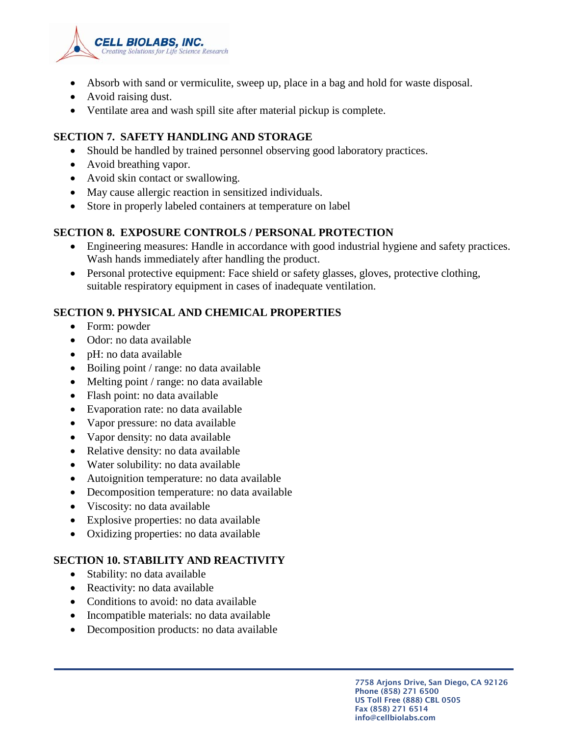- Absorb with sand or vermiculite, sweep up, place in a bag and hold for waste disposal.
- Avoid raising dust.
- Ventilate area and wash spill site after material pickup is complete.

## SECTION 7. SAFETY HANDLING AND STORAGE

- Should be handled by trained personnel observing good laboratory practices.
- Avoid breathing vapor.
- Avoid skin contact or swallowing.
- May cause allergic reaction in sensitized individuals.
- Store in properly labeled containers at temperature on label

## SECTION 8. EXPOSURE CONTROLS / PERSONAL PROTECTION

- Engineering measures: Handle in accordance with good industrial hygiene and safety practices. Wash hands immediately after handling the product.
- Personal protective equipment: Face shield or safety glasses, gloves, protective clothing, suitable respiratory equipment in cases of inadequate ventilation.

## SECTION 9. PHYSICAL AND CHEMICAL PROPERTIES

- Form: powder
- Odor: no data available
- pH: no data available
- Boiling point / range: no data available
- Melting point / range: no data available
- Flash point: no data available
- Evaporation rate: no data available
- Vapor pressure: no data available
- Vapor density: no data available
- Relative density: no data available
- Water solubility: no data available
- Autoignition temperature: no data available
- Decomposition temperature: no data available
- Viscosity: no data available
- Explosive properties: no data available
- Oxidizing properties: no data available

## SECTION 10. STABILITY AND REACTIVITY

- Stability: no data available
- Reactivity: no data available
- Conditions to avoid: no data available
- Incompatible materials: no data available
- Decomposition products: no data available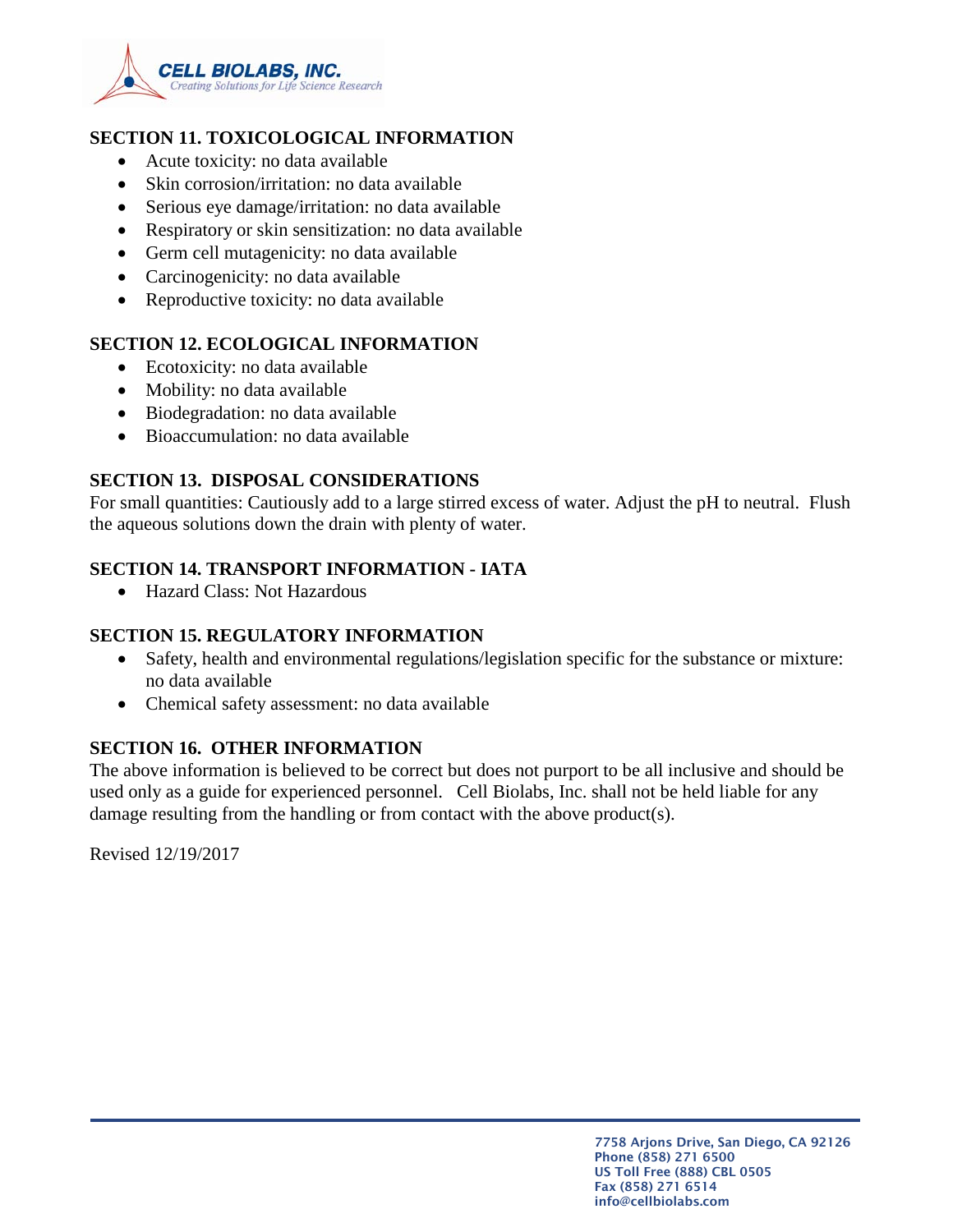## SECTION 11. TOXICOLOGICAL INFORMATION

- Acute toxicity: no data available
- Skin corrosion/irritation: no data available
- Serious eye damage/irritation: no data available
- Respiratory or skin sensitization: no data available
- Germ cell mutagenicity: no data available
- Carcinogenicity: no data available
- Reproductive toxicity: no data available

## SECTION 12. ECOLOGICAL INFORMATION

- Ecotoxicity: no data available
- Mobility: no data available
- Biodegradation: no data available
- Bioaccumulation: no data available

## SECTION 13. DISPOSAL CONSIDERATIONS

For small quantities: Cautiously add to a large stirred excess of water. Adjust the pH to neutral. Flush the aqueous solutions down the drain with plenty of water.

## SECTION 14. TRANSPORT INFORMATION - IATA

- Hazard Class: Not Hazardous

## SECTION 15. REGULATORY INFORMATION

- Safety, health and environmental regulations/legislation specific for the substance or mixture: no data available
- Chemical safety assessment: no data available

## SECTION 16. OTHER INFORMATION

The above information is believed to be correct but does not purport to be all inclusive and should be used only as a guide for experienced personnel. Cell Biolabs, Inc. shall not be held liable for any damage resulting from the handling or from contact with the above product(s).

Revised 12/19/2017